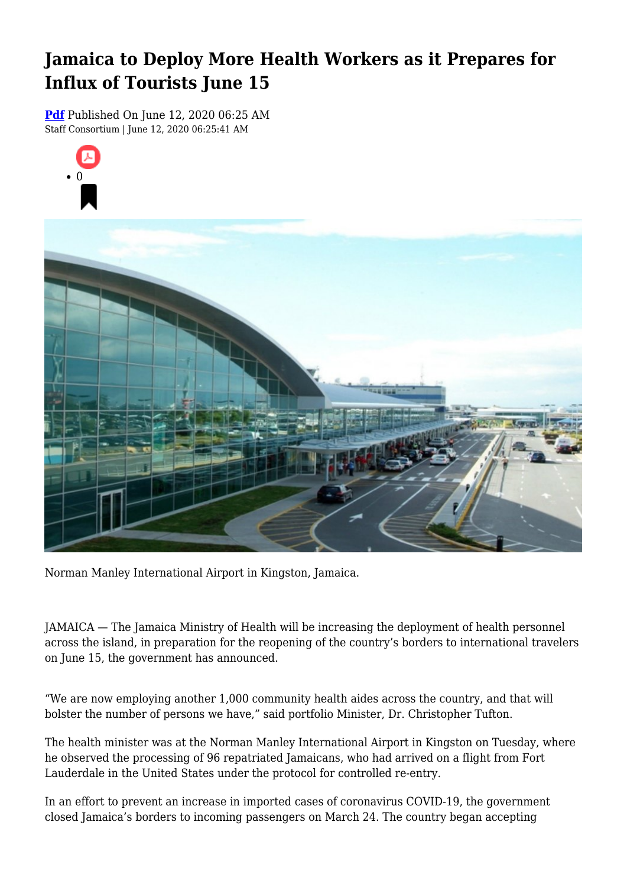# Jamaica to Deploy More Health Workers as it Prepares for Influx of Tourists June 15

**Pdf** Published On June 12, 2020 06:25 AM
Staff Consortium | June 12, 2020 06:25:41 AM

- 0

Norman Manley International Airport in Kingston, Jamaica.

JAMAICA — The Jamaica Ministry of Health will be increasing the deployment of health personnel across the island, in preparation for the reopening of the country's borders to international travelers on June 15, the government has announced.

"We are now employing another 1,000 community health aides across the country, and that will bolster the number of persons we have," said portfolio Minister, Dr. Christopher Tufton.

The health minister was at the Norman Manley International Airport in Kingston on Tuesday, where he observed the processing of 96 repatriated Jamaicans, who had arrived on a flight from Fort Lauderdale in the United States under the protocol for controlled re-entry.

In an effort to prevent an increase in imported cases of coronavirus COVID-19, the government closed Jamaica's borders to incoming passengers on March 24. The country began accepting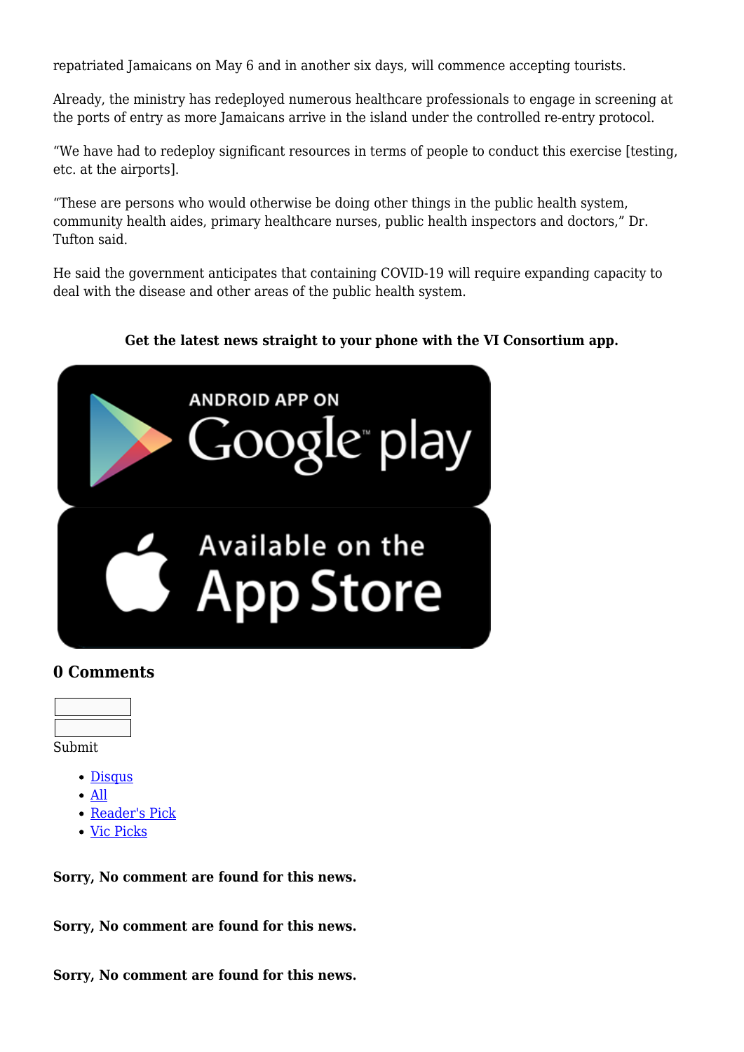repatriated Jamaicans on May 6 and in another six days, will commence accepting tourists.

Already, the ministry has redeployed numerous healthcare professionals to engage in screening at the ports of entry as more Jamaicans arrive in the island under the controlled re-entry protocol.

"We have had to redeploy significant resources in terms of people to conduct this exercise [testing, etc. at the airports].

"These are persons who would otherwise be doing other things in the public health system, community health aides, primary healthcare nurses, public health inspectors and doctors," Dr. Tufton said.

He said the government anticipates that containing COVID-19 will require expanding capacity to deal with the disease and other areas of the public health system.

**Get the latest news straight to your phone with the VI Consortium app.**

ANDROID APP ON Google play

Available on the App Store

## 0 Comments

Submit

- Disqus
- All
- Reader's Pick
- Vic Picks

**Sorry, No comment are found for this news.**

**Sorry, No comment are found for this news.**

**Sorry, No comment are found for this news.**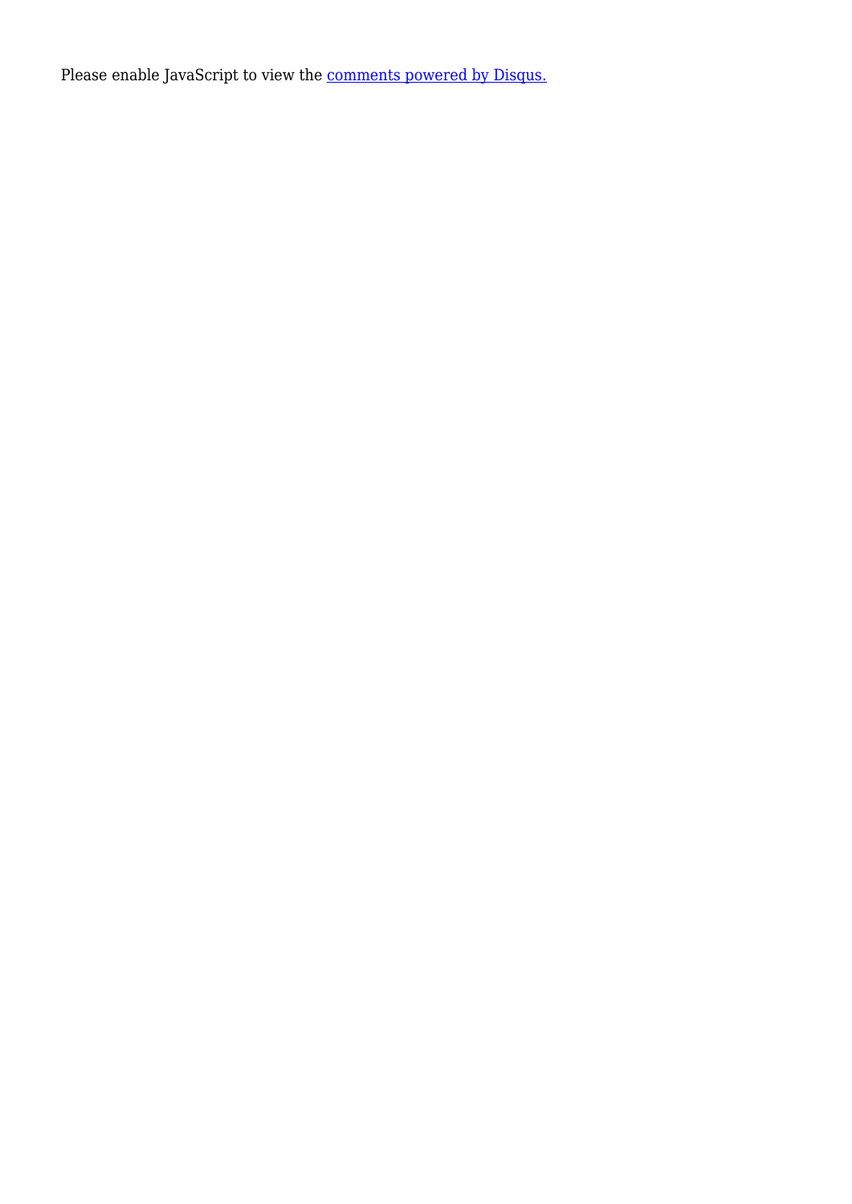Please enable JavaScript to view the [comments powered by Disqus.]